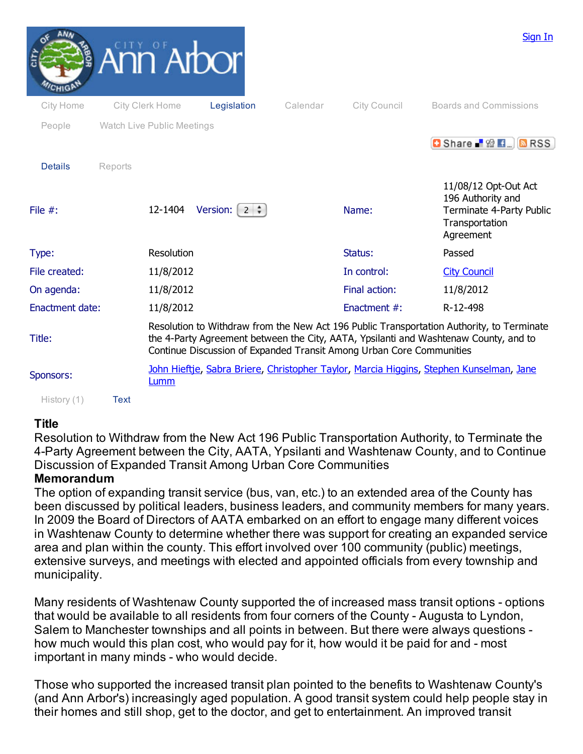| | | | |
|---|---|---|---|
| File #: | 12-1404 Version: 2 | Name: | 11/08/12 Opt-Out Act 196 Authority and Terminate 4-Party Public Transportation Agreement |
| Type: | Resolution | Status: | Passed |
| File created: | 11/8/2012 | In control: | City Council |
| On agenda: | 11/8/2012 | Final action: | 11/8/2012 |
| Enactment date: | 11/8/2012 | Enactment #: | R-12-498 |
| Title: | Resolution to Withdraw from the New Act 196 Public Transportation Authority, to Terminate the 4-Party Agreement between the City, AATA, Ypsilanti and Washtenaw County, and to Continue Discussion of Expanded Transit Among Urban Core Communities | | |
| Sponsors: | John Hieftje, Sabra Briere, Christopher Taylor, Marcia Higgins, Stephen Kunselman, Jane Lumm | | |

**Title**

Resolution to Withdraw from the New Act 196 Public Transportation Authority, to Terminate the 4-Party Agreement between the City, AATA, Ypsilanti and Washtenaw County, and to Continue Discussion of Expanded Transit Among Urban Core Communities

**Memorandum**

The option of expanding transit service (bus, van, etc.) to an extended area of the County has been discussed by political leaders, business leaders, and community members for many years. In 2009 the Board of Directors of AATA embarked on an effort to engage many different voices in Washtenaw County to determine whether there was support for creating an expanded service area and plan within the county. This effort involved over 100 community (public) meetings, extensive surveys, and meetings with elected and appointed officials from every township and municipality.

Many residents of Washtenaw County supported the of increased mass transit options - options that would be available to all residents from four corners of the County - Augusta to Lyndon, Salem to Manchester townships and all points in between. But there were always questions - how much would this plan cost, who would pay for it, how would it be paid for and - most important in many minds - who would decide.

Those who supported the increased transit plan pointed to the benefits to Washtenaw County's (and Ann Arbor's) increasingly aged population. A good transit system could help people stay in their homes and still shop, get to the doctor, and get to entertainment. An improved transit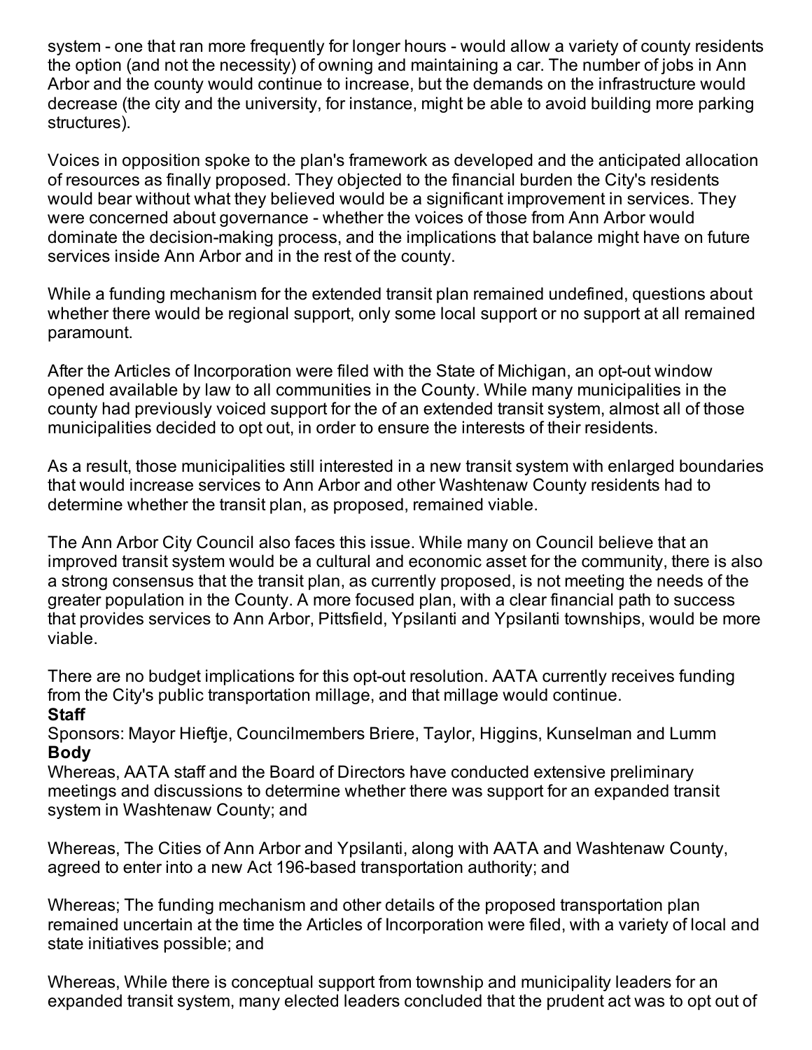system - one that ran more frequently for longer hours - would allow a variety of county residents the option (and not the necessity) of owning and maintaining a car. The number of jobs in Ann Arbor and the county would continue to increase, but the demands on the infrastructure would decrease (the city and the university, for instance, might be able to avoid building more parking structures).

Voices in opposition spoke to the plan's framework as developed and the anticipated allocation of resources as finally proposed. They objected to the financial burden the City's residents would bear without what they believed would be a significant improvement in services. They were concerned about governance - whether the voices of those from Ann Arbor would dominate the decision-making process, and the implications that balance might have on future services inside Ann Arbor and in the rest of the county.

While a funding mechanism for the extended transit plan remained undefined, questions about whether there would be regional support, only some local support or no support at all remained paramount.

After the Articles of Incorporation were filed with the State of Michigan, an opt-out window opened available by law to all communities in the County. While many municipalities in the county had previously voiced support for the of an extended transit system, almost all of those municipalities decided to opt out, in order to ensure the interests of their residents.

As a result, those municipalities still interested in a new transit system with enlarged boundaries that would increase services to Ann Arbor and other Washtenaw County residents had to determine whether the transit plan, as proposed, remained viable.

The Ann Arbor City Council also faces this issue. While many on Council believe that an improved transit system would be a cultural and economic asset for the community, there is also a strong consensus that the transit plan, as currently proposed, is not meeting the needs of the greater population in the County. A more focused plan, with a clear financial path to success that provides services to Ann Arbor, Pittsfield, Ypsilanti and Ypsilanti townships, would be more viable.

There are no budget implications for this opt-out resolution. AATA currently receives funding from the City's public transportation millage, and that millage would continue.

**Staff**

Sponsors: Mayor Hieftje, Councilmembers Briere, Taylor, Higgins, Kunselman and Lumm

**Body**

Whereas, AATA staff and the Board of Directors have conducted extensive preliminary meetings and discussions to determine whether there was support for an expanded transit system in Washtenaw County; and

Whereas, The Cities of Ann Arbor and Ypsilanti, along with AATA and Washtenaw County, agreed to enter into a new Act 196-based transportation authority; and

Whereas; The funding mechanism and other details of the proposed transportation plan remained uncertain at the time the Articles of Incorporation were filed, with a variety of local and state initiatives possible; and

Whereas, While there is conceptual support from township and municipality leaders for an expanded transit system, many elected leaders concluded that the prudent act was to opt out of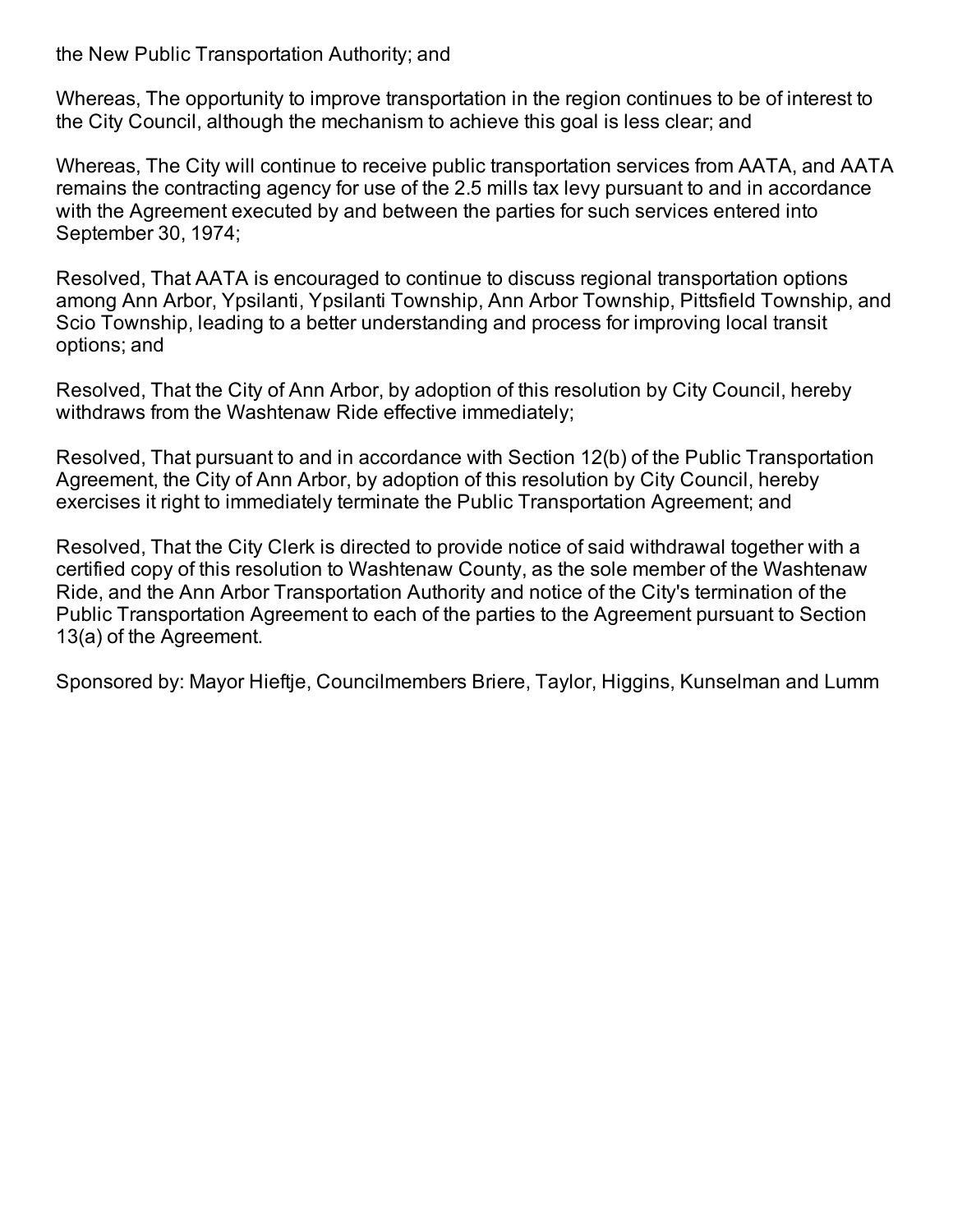the New Public Transportation Authority; and

Whereas, The opportunity to improve transportation in the region continues to be of interest to the City Council, although the mechanism to achieve this goal is less clear; and

Whereas, The City will continue to receive public transportation services from AATA, and AATA remains the contracting agency for use of the 2.5 mills tax levy pursuant to and in accordance with the Agreement executed by and between the parties for such services entered into September 30, 1974;

Resolved, That AATA is encouraged to continue to discuss regional transportation options among Ann Arbor, Ypsilanti, Ypsilanti Township, Ann Arbor Township, Pittsfield Township, and Scio Township, leading to a better understanding and process for improving local transit options; and

Resolved, That the City of Ann Arbor, by adoption of this resolution by City Council, hereby withdraws from the Washtenaw Ride effective immediately;

Resolved, That pursuant to and in accordance with Section 12(b) of the Public Transportation Agreement, the City of Ann Arbor, by adoption of this resolution by City Council, hereby exercises it right to immediately terminate the Public Transportation Agreement; and

Resolved, That the City Clerk is directed to provide notice of said withdrawal together with a certified copy of this resolution to Washtenaw County, as the sole member of the Washtenaw Ride, and the Ann Arbor Transportation Authority and notice of the City's termination of the Public Transportation Agreement to each of the parties to the Agreement pursuant to Section 13(a) of the Agreement.

Sponsored by: Mayor Hieftje, Councilmembers Briere, Taylor, Higgins, Kunselman and Lumm